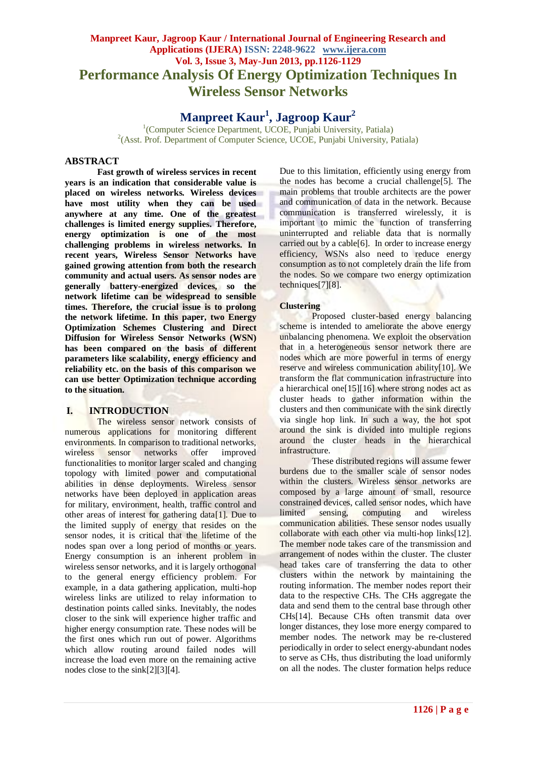# Performance Analysis Of Energy Optimization Techniques In Wireless Sensor Networks

## Manpreet Kaur[1], Jagroop Kaur[2]

[1](Computer Science Department, UCOE, Punjabi University, Patiala)
[2](Asst. Prof. Department of Computer Science, UCOE, Punjabi University, Patiala)

## ABSTRACT

**Fast growth of wireless services in recent years is an indication that considerable value is placed on wireless networks. Wireless devices have most utility when they can be used anywhere at any time. One of the greatest challenges is limited energy supplies. Therefore, energy optimization is one of the most challenging problems in wireless networks. In recent years, Wireless Sensor Networks have gained growing attention from both the research community and actual users. As sensor nodes are generally battery-energized devices, so the network lifetime can be widespread to sensible times. Therefore, the crucial issue is to prolong the network lifetime. In this paper, two Energy Optimization Schemes Clustering and Direct Diffusion for Wireless Sensor Networks (WSN) has been compared on the basis of different parameters like scalability, energy efficiency and reliability etc. on the basis of this comparison we can use better Optimization technique according to the situation.**

## I. INTRODUCTION

The wireless sensor network consists of numerous applications for monitoring different environments. In comparison to traditional networks, wireless sensor networks offer improved functionalities to monitor larger scaled and changing topology with limited power and computational abilities in dense deployments. Wireless sensor networks have been deployed in application areas for military, environment, health, traffic control and other areas of interest for gathering data[1]. Due to the limited supply of energy that resides on the sensor nodes, it is critical that the lifetime of the nodes span over a long period of months or years. Energy consumption is an inherent problem in wireless sensor networks, and it is largely orthogonal to the general energy efficiency problem. For example, in a data gathering application, multi-hop wireless links are utilized to relay information to destination points called sinks. Inevitably, the nodes closer to the sink will experience higher traffic and higher energy consumption rate. These nodes will be the first ones which run out of power. Algorithms which allow routing around failed nodes will increase the load even more on the remaining active nodes close to the sink[2][3][4]. Due to this limitation, efficiently using energy from the nodes has become a crucial challenge[5]. The main problems that trouble architects are the power and communication of data in the network. Because communication is transferred wirelessly, it is important to mimic the function of transferring uninterrupted and reliable data that is normally carried out by a cable[6]. In order to increase energy efficiency, WSNs also need to reduce energy consumption as to not completely drain the life from the nodes. So we compare two energy optimization techniques[7][8].

### Clustering

Proposed cluster-based energy balancing scheme is intended to ameliorate the above energy unbalancing phenomena. We exploit the observation that in a heterogeneous sensor network there are nodes which are more powerful in terms of energy reserve and wireless communication ability[10]. We transform the flat communication infrastructure into a hierarchical one[15][16] where strong nodes act as cluster heads to gather information within the clusters and then communicate with the sink directly via single hop link. In such a way, the hot spot around the sink is divided into multiple regions around the cluster heads in the hierarchical infrastructure.

These distributed regions will assume fewer burdens due to the smaller scale of sensor nodes within the clusters. Wireless sensor networks are composed by a large amount of small, resource constrained devices, called sensor nodes, which have limited sensing, computing and wireless communication abilities. These sensor nodes usually collaborate with each other via multi-hop links[12]. The member node takes care of the transmission and arrangement of nodes within the cluster. The cluster head takes care of transferring the data to other clusters within the network by maintaining the routing information. The member nodes report their data to the respective CHs. The CHs aggregate the data and send them to the central base through other CHs[14]. Because CHs often transmit data over longer distances, they lose more energy compared to member nodes. The network may be re-clustered periodically in order to select energy-abundant nodes to serve as CHs, thus distributing the load uniformly on all the nodes. The cluster formation helps reduce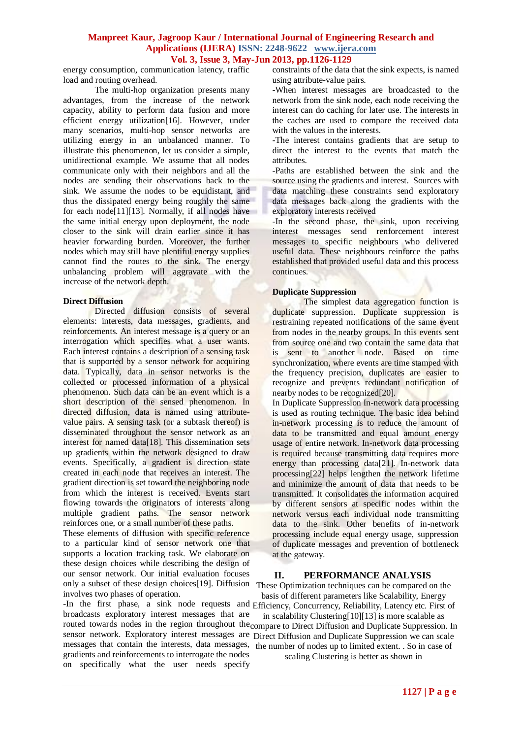energy consumption, communication latency, traffic load and routing overhead.

The multi-hop organization presents many advantages, from the increase of the network capacity, ability to perform data fusion and more efficient energy utilization[16]. However, under many scenarios, multi-hop sensor networks are utilizing energy in an unbalanced manner. To illustrate this phenomenon, let us consider a simple, unidirectional example. We assume that all nodes communicate only with their neighbors and all the nodes are sending their observations back to the sink. We assume the nodes to be equidistant, and thus the dissipated energy being roughly the same for each node[11][13]. Normally, if all nodes have the same initial energy upon deployment, the node closer to the sink will drain earlier since it has heavier forwarding burden. Moreover, the further nodes which may still have plentiful energy supplies cannot find the routes to the sink. The energy unbalancing problem will aggravate with the increase of the network depth.

**Direct Diffusion**

Directed diffusion consists of several elements: interests, data messages, gradients, and reinforcements. An interest message is a query or an interrogation which specifies what a user wants. Each interest contains a description of a sensing task that is supported by a sensor network for acquiring data. Typically, data in sensor networks is the collected or processed information of a physical phenomenon. Such data can be an event which is a short description of the sensed phenomenon. In directed diffusion, data is named using attribute-value pairs. A sensing task (or a subtask thereof) is disseminated throughout the sensor network as an interest for named data[18]. This dissemination sets up gradients within the network designed to draw events. Specifically, a gradient is direction state created in each node that receives an interest. The gradient direction is set toward the neighboring node from which the interest is received. Events start flowing towards the originators of interests along multiple gradient paths. The sensor network reinforces one, or a small number of these paths.

These elements of diffusion with specific reference to a particular kind of sensor network one that supports a location tracking task. We elaborate on these design choices while describing the design of our sensor network. Our initial evaluation focuses only a subset of these design choices[19]. Diffusion involves two phases of operation.

-In the first phase, a sink node requests and broadcasts exploratory interest messages that are routed towards nodes in the region throughout the sensor network. Exploratory interest messages are messages that contain the interests, data messages, gradients and reinforcements to interrogate the nodes on specifically what the user needs specify constraints of the data that the sink expects, is named using attribute-value pairs.

-When interest messages are broadcasted to the network from the sink node, each node receiving the interest can do caching for later use. The interests in the caches are used to compare the received data with the values in the interests.

-The interest contains gradients that are setup to direct the interest to the events that match the attributes.

-Paths are established between the sink and the source using the gradients and interest. Sources with data matching these constraints send exploratory data messages back along the gradients with the exploratory interests received

-In the second phase, the sink, upon receiving interest messages send reinforcement interest messages to specific neighbours who delivered useful data. These neighbours reinforce the paths established that provided useful data and this process continues.

**Duplicate Suppression**

The simplest data aggregation function is duplicate suppression. Duplicate suppression is restraining repeated notifications of the same event from nodes in the nearby groups. In this events sent from source one and two contain the same data that is sent to another node. Based on time synchronization, where events are time stamped with the frequency precision, duplicates are easier to recognize and prevents redundant notification of nearby nodes to be recognized[20].

In Duplicate Suppression In-network data processing is used as routing technique. The basic idea behind in-network processing is to reduce the amount of data to be transmitted and equal amount energy usage of entire network. In-network data processing is required because transmitting data requires more energy than processing data[21]. In-network data processing[22] helps lengthen the network lifetime and minimize the amount of data that needs to be transmitted. It consolidates the information acquired by different sensors at specific nodes within the network versus each individual node transmitting data to the sink. Other benefits of in-network processing include equal energy usage, suppression of duplicate messages and prevention of bottleneck at the gateway.

## II. PERFORMANCE ANALYSIS

These Optimization techniques can be compared on the basis of different parameters like Scalability, Energy Efficiency, Concurrency, Reliability, Latency etc. First of in scalability Clustering[10][13] is more scalable as compare to Direct Diffusion and Duplicate Suppression. In Direct Diffusion and Duplicate Suppression we can scale the number of nodes up to limited extent. . So in case of scaling Clustering is better as shown in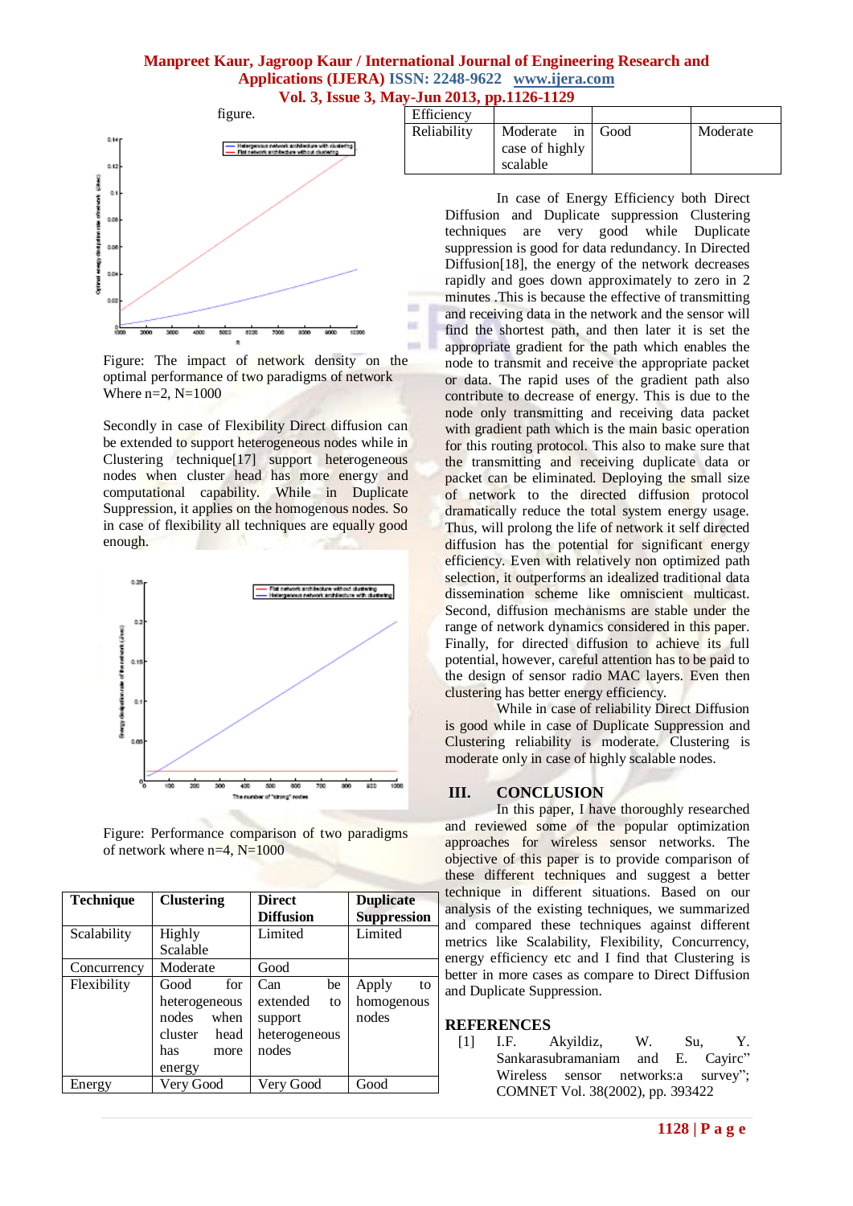figure.

Figure: The impact of network density on the optimal performance of two paradigms of network Where n=2, N=1000

Secondly in case of Flexibility Direct diffusion can be extended to support heterogeneous nodes while in Clustering technique[17] support heterogeneous nodes when cluster head has more energy and computational capability. While in Duplicate Suppression, it applies on the homogenous nodes. So in case of flexibility all techniques are equally good enough.

Figure: Performance comparison of two paradigms of network where n=4, N=1000

| Technique | Clustering | Direct Diffusion | Duplicate Suppression |
|---|---|---|---|
| Scalability | Highly Scalable | Limited | Limited |
| Concurrency | Moderate | Good | |
| Flexibility | Good for heterogeneous nodes when cluster head has more energy | Can be extended to support heterogeneous nodes | Apply to homogenous nodes |
| Energy Efficiency | Very Good | Very Good | Good |
| Reliability | Moderate in case of highly scalable | Good | Moderate |

In case of Energy Efficiency both Direct Diffusion and Duplicate suppression Clustering techniques are very good while Duplicate suppression is good for data redundancy. In Directed Diffusion[18], the energy of the network decreases rapidly and goes down approximately to zero in 2 minutes .This is because the effective of transmitting and receiving data in the network and the sensor will find the shortest path, and then later it is set the appropriate gradient for the path which enables the node to transmit and receive the appropriate packet or data. The rapid uses of the gradient path also contribute to decrease of energy. This is due to the node only transmitting and receiving data packet with gradient path which is the main basic operation for this routing protocol. This also to make sure that the transmitting and receiving duplicate data or packet can be eliminated. Deploying the small size of network to the directed diffusion protocol dramatically reduce the total system energy usage. Thus, will prolong the life of network it self directed diffusion has the potential for significant energy efficiency. Even with relatively non optimized path selection, it outperforms an idealized traditional data dissemination scheme like omniscient multicast. Second, diffusion mechanisms are stable under the range of network dynamics considered in this paper. Finally, for directed diffusion to achieve its full potential, however, careful attention has to be paid to the design of sensor radio MAC layers. Even then clustering has better energy efficiency.

While in case of reliability Direct Diffusion is good while in case of Duplicate Suppression and Clustering reliability is moderate. Clustering is moderate only in case of highly scalable nodes.

## III. CONCLUSION

In this paper, I have thoroughly researched and reviewed some of the popular optimization approaches for wireless sensor networks. The objective of this paper is to provide comparison of these different techniques and suggest a better technique in different situations. Based on our analysis of the existing techniques, we summarized and compared these techniques against different metrics like Scalability, Flexibility, Concurrency, energy efficiency etc and I find that Clustering is better in more cases as compare to Direct Diffusion and Duplicate Suppression.

## REFERENCES

[1] I.F. Akyildiz, W. Su, Y. Sankarasubramaniam and E. Cayirc" Wireless sensor networks:a survey"; COMNET Vol. 38(2002), pp. 393422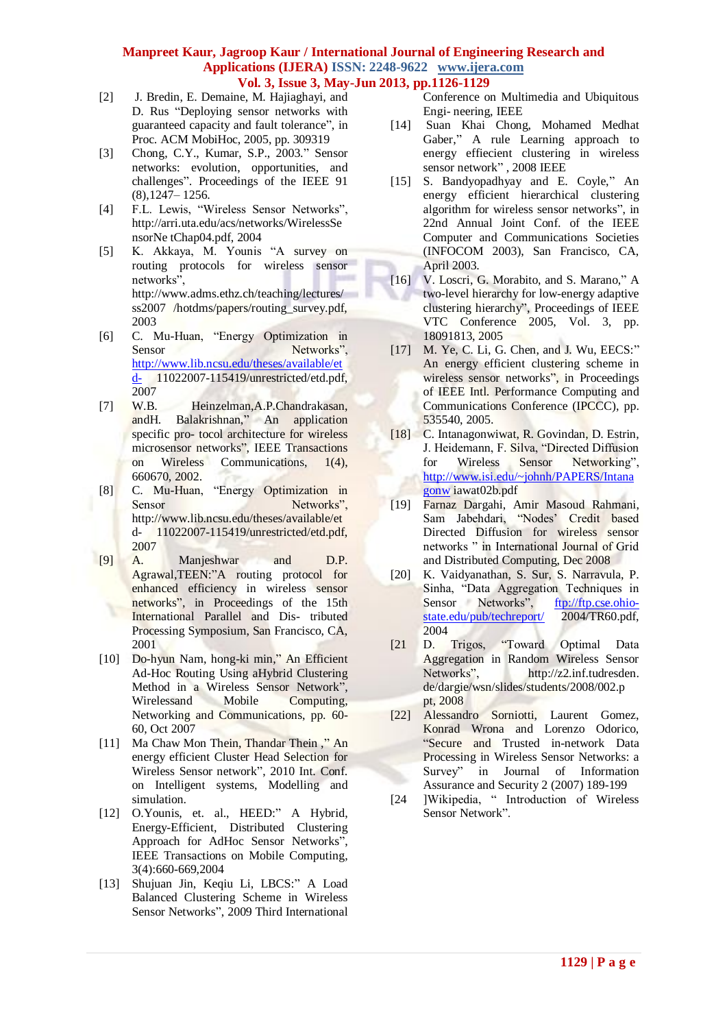[2] J. Bredin, E. Demaine, M. Hajiaghayi, and D. Rus "Deploying sensor networks with guaranteed capacity and fault tolerance", in Proc. ACM MobiHoc, 2005, pp. 309319

[3] Chong, C.Y., Kumar, S.P., 2003." Sensor networks: evolution, opportunities, and challenges". Proceedings of the IEEE 91 (8),1247– 1256.

[4] F.L. Lewis, "Wireless Sensor Networks", http://arri.uta.edu/acs/networks/WirelessSe nsorNe tChap04.pdf, 2004

[5] K. Akkaya, M. Younis "A survey on routing protocols for wireless sensor networks", http://www.adms.ethz.ch/teaching/lectures/ ss2007 /hotdms/papers/routing_survey.pdf, 2003

[6] C. Mu-Huan, "Energy Optimization in Sensor Networks", http://www.lib.ncsu.edu/theses/available/et d- 11022007-115419/unrestricted/etd.pdf, 2007

[7] W.B. Heinzelman,A.P.Chandrakasan, andH. Balakrishnan," An application specific pro- tocol architecture for wireless microsensor networks", IEEE Transactions on Wireless Communications, 1(4), 660670, 2002.

[8] C. Mu-Huan, "Energy Optimization in Sensor Networks", http://www.lib.ncsu.edu/theses/available/et d- 11022007-115419/unrestricted/etd.pdf, 2007

[9] A. Manjeshwar and D.P. Agrawal,TEEN:"A routing protocol for enhanced efficiency in wireless sensor networks", in Proceedings of the 15th International Parallel and Dis- tributed Processing Symposium, San Francisco, CA, 2001

[10] Do-hyun Nam, hong-ki min," An Efficient Ad-Hoc Routing Using aHybrid Clustering Method in a Wireless Sensor Network", Wirelessand Mobile Computing, Networking and Communications, pp. 60-60, Oct 2007

[11] Ma Chaw Mon Thein, Thandar Thein ," An energy efficient Cluster Head Selection for Wireless Sensor network", 2010 Int. Conf. on Intelligent systems, Modelling and simulation.

[12] O.Younis, et. al., HEED:" A Hybrid, Energy-Efficient, Distributed Clustering Approach for AdHoc Sensor Networks", IEEE Transactions on Mobile Computing, 3(4):660-669,2004

[13] Shujuan Jin, Keqiu Li, LBCS:" A Load Balanced Clustering Scheme in Wireless Sensor Networks", 2009 Third International Conference on Multimedia and Ubiquitous Engi- neering, IEEE

[14] Suan Khai Chong, Mohamed Medhat Gaber," A rule Learning approach to energy effiecient clustering in wireless sensor network" , 2008 IEEE

[15] S. Bandyopadhyay and E. Coyle," An energy efficient hierarchical clustering algorithm for wireless sensor networks", in 22nd Annual Joint Conf. of the IEEE Computer and Communications Societies (INFOCOM 2003), San Francisco, CA, April 2003.

[16] V. Loscri, G. Morabito, and S. Marano," A two-level hierarchy for low-energy adaptive clustering hierarchy", Proceedings of IEEE VTC Conference 2005, Vol. 3, pp. 18091813, 2005

[17] M. Ye, C. Li, G. Chen, and J. Wu, EECS:" An energy efficient clustering scheme in wireless sensor networks", in Proceedings of IEEE Intl. Performance Computing and Communications Conference (IPCCC), pp. 535540, 2005.

[18] C. Intanagonwiwat, R. Govindan, D. Estrin, J. Heidemann, F. Silva, "Directed Diffusion for Wireless Sensor Networking", http://www.isi.edu/~johnh/PAPERS/Intana gonw iawat02b.pdf

[19] Farnaz Dargahi, Amir Masoud Rahmani, Sam Jabehdari, "Nodes' Credit based Directed Diffusion for wireless sensor networks " in International Journal of Grid and Distributed Computing, Dec 2008

[20] K. Vaidyanathan, S. Sur, S. Narravula, P. Sinha, "Data Aggregation Techniques in Sensor Networks", ftp://ftp.cse.ohio-state.edu/pub/techreport/ 2004/TR60.pdf, 2004

[21 D. Trigos, "Toward Optimal Data Aggregation in Random Wireless Sensor Networks", http://z2.inf.tudresden. de/dargie/wsn/slides/students/2008/002.p pt, 2008

[22] Alessandro Sorniotti, Laurent Gomez, Konrad Wrona and Lorenzo Odorico, "Secure and Trusted in-network Data Processing in Wireless Sensor Networks: a Survey" in Journal of Information Assurance and Security 2 (2007) 189-199

[24 ]Wikipedia, " Introduction of Wireless Sensor Network".